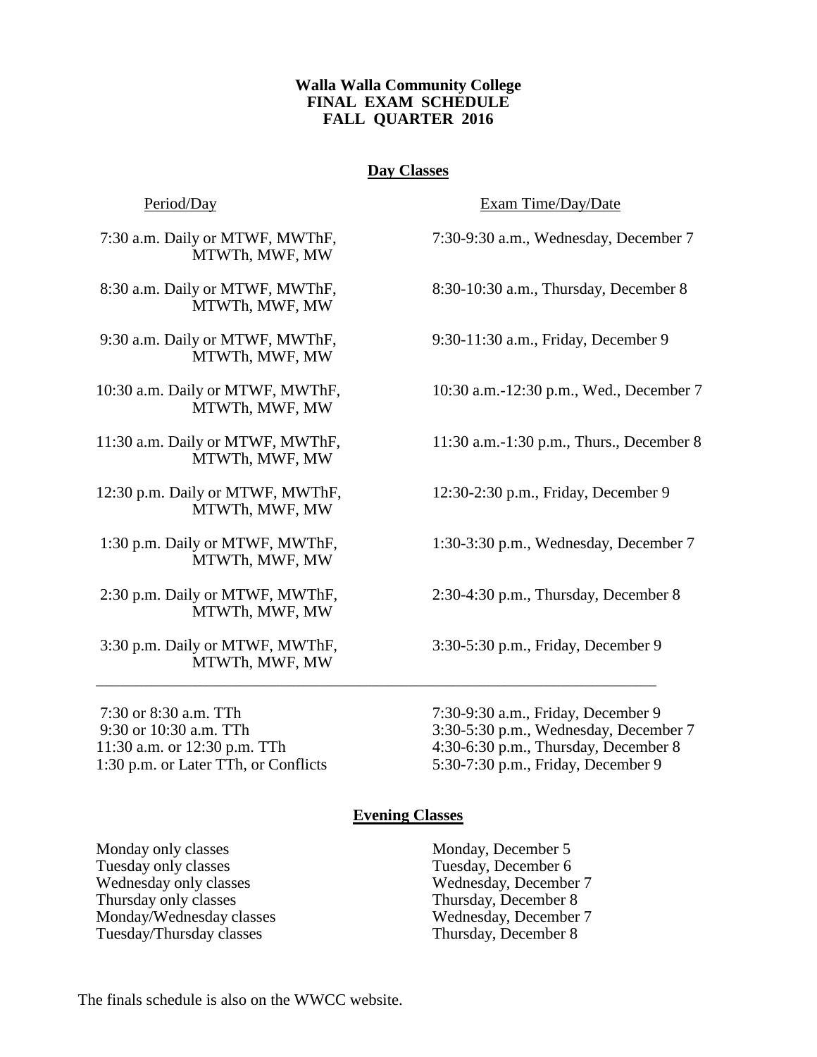**Walla Walla Community College**
**FINAL EXAM SCHEDULE**
**FALL QUARTER 2016**

## Day Classes

| Period/Day | Exam Time/Day/Date |
|---|---|
| 7:30 a.m. Daily or MTWF, MWThF, MTWTh, MWF, MW | 7:30-9:30 a.m., Wednesday, December 7 |
| 8:30 a.m. Daily or MTWF, MWThF, MTWTh, MWF, MW | 8:30-10:30 a.m., Thursday, December 8 |
| 9:30 a.m. Daily or MTWF, MWThF, MTWTh, MWF, MW | 9:30-11:30 a.m., Friday, December 9 |
| 10:30 a.m. Daily or MTWF, MWThF, MTWTh, MWF, MW | 10:30 a.m.-12:30 p.m., Wed., December 7 |
| 11:30 a.m. Daily or MTWF, MWThF, MTWTh, MWF, MW | 11:30 a.m.-1:30 p.m., Thurs., December 8 |
| 12:30 p.m. Daily or MTWF, MWThF, MTWTh, MWF, MW | 12:30-2:30 p.m., Friday, December 9 |
| 1:30 p.m. Daily or MTWF, MWThF, MTWTh, MWF, MW | 1:30-3:30 p.m., Wednesday, December 7 |
| 2:30 p.m. Daily or MTWF, MWThF, MTWTh, MWF, MW | 2:30-4:30 p.m., Thursday, December 8 |
| 3:30 p.m. Daily or MTWF, MWThF, MTWTh, MWF, MW | 3:30-5:30 p.m., Friday, December 9 |

---

| Period/Day | Exam Time/Day/Date |
|---|---|
| 7:30 or 8:30 a.m. TTh | 7:30-9:30 a.m., Friday, December 9 |
| 9:30 or 10:30 a.m. TTh | 3:30-5:30 p.m., Wednesday, December 7 |
| 11:30 a.m. or 12:30 p.m. TTh | 4:30-6:30 p.m., Thursday, December 8 |
| 1:30 p.m. or Later TTh, or Conflicts | 5:30-7:30 p.m., Friday, December 9 |

## Evening Classes

| Classes | Exam Day/Date |
|---|---|
| Monday only classes | Monday, December 5 |
| Tuesday only classes | Tuesday, December 6 |
| Wednesday only classes | Wednesday, December 7 |
| Thursday only classes | Thursday, December 8 |
| Monday/Wednesday classes | Wednesday, December 7 |
| Tuesday/Thursday classes | Thursday, December 8 |

The finals schedule is also on the WWCC website.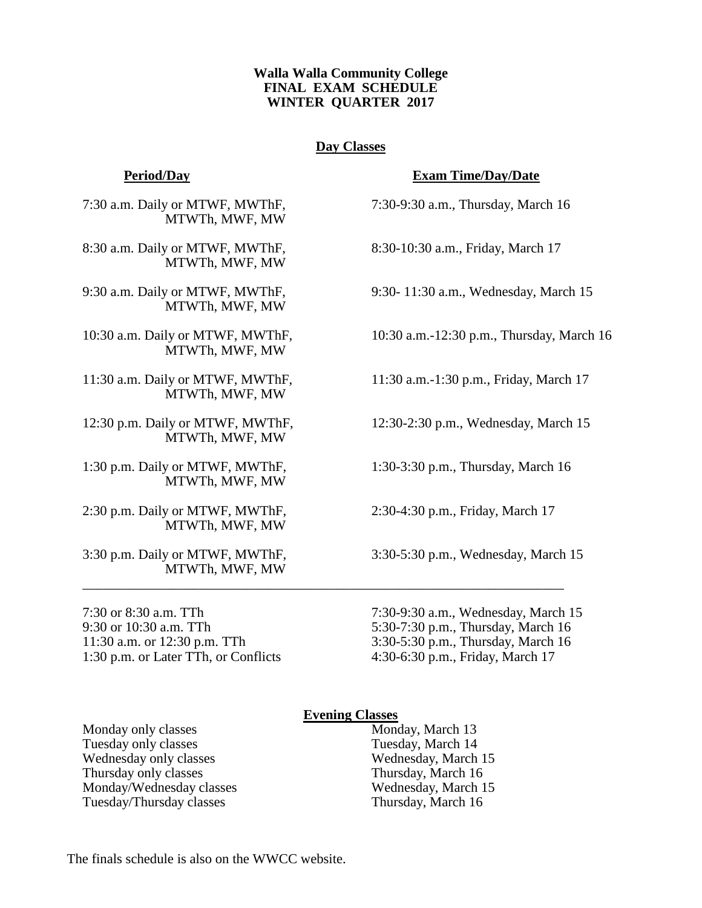**Walla Walla Community College**
**FINAL EXAM SCHEDULE**
**WINTER QUARTER 2017**

## Day Classes

| **Period/Day** | **Exam Time/Day/Date** |
|---|---|
| 7:30 a.m. Daily or MTWF, MWThF, MTWTh, MWF, MW | 7:30-9:30 a.m., Thursday, March 16 |
| 8:30 a.m. Daily or MTWF, MWThF, MTWTh, MWF, MW | 8:30-10:30 a.m., Friday, March 17 |
| 9:30 a.m. Daily or MTWF, MWThF, MTWTh, MWF, MW | 9:30- 11:30 a.m., Wednesday, March 15 |
| 10:30 a.m. Daily or MTWF, MWThF, MTWTh, MWF, MW | 10:30 a.m.-12:30 p.m., Thursday, March 16 |
| 11:30 a.m. Daily or MTWF, MWThF, MTWTh, MWF, MW | 11:30 a.m.-1:30 p.m., Friday, March 17 |
| 12:30 p.m. Daily or MTWF, MWThF, MTWTh, MWF, MW | 12:30-2:30 p.m., Wednesday, March 15 |
| 1:30 p.m. Daily or MTWF, MWThF, MTWTh, MWF, MW | 1:30-3:30 p.m., Thursday, March 16 |
| 2:30 p.m. Daily or MTWF, MWThF, MTWTh, MWF, MW | 2:30-4:30 p.m., Friday, March 17 |
| 3:30 p.m. Daily or MTWF, MWThF, MTWTh, MWF, MW | 3:30-5:30 p.m., Wednesday, March 15 |

---

| | |
|---|---|
| 7:30 or 8:30 a.m. TTh | 7:30-9:30 a.m., Wednesday, March 15 |
| 9:30 or 10:30 a.m. TTh | 5:30-7:30 p.m., Thursday, March 16 |
| 11:30 a.m. or 12:30 p.m. TTh | 3:30-5:30 p.m., Thursday, March 16 |
| 1:30 p.m. or Later TTh, or Conflicts | 4:30-6:30 p.m., Friday, March 17 |

## Evening Classes

| | |
|---|---|
| Monday only classes | Monday, March 13 |
| Tuesday only classes | Tuesday, March 14 |
| Wednesday only classes | Wednesday, March 15 |
| Thursday only classes | Thursday, March 16 |
| Monday/Wednesday classes | Wednesday, March 15 |
| Tuesday/Thursday classes | Thursday, March 16 |

The finals schedule is also on the WWCC website.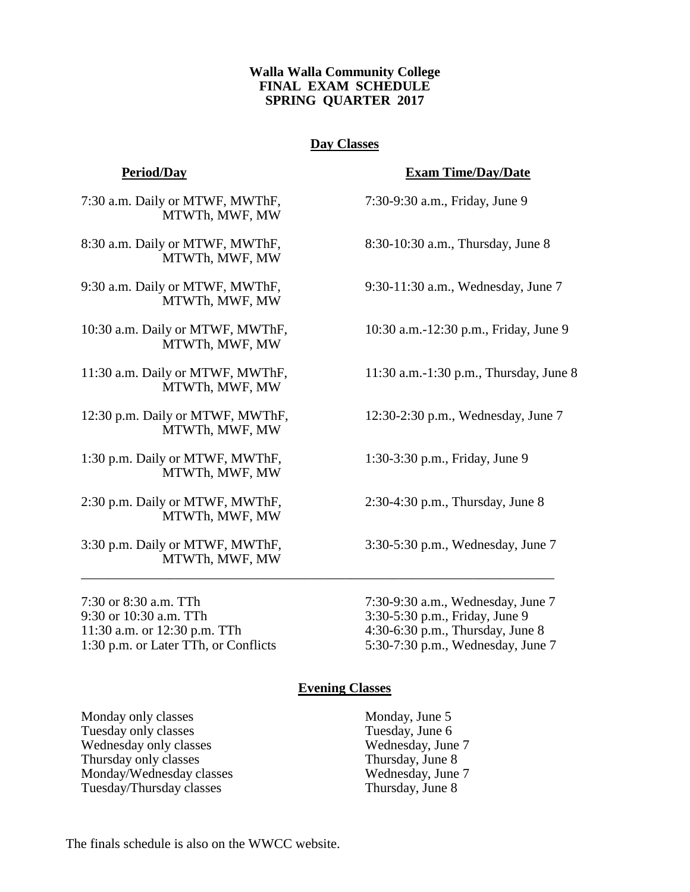**Walla Walla Community College**
**FINAL EXAM SCHEDULE**
**SPRING QUARTER 2017**

## Day Classes

| Period/Day | Exam Time/Day/Date |
|---|---|
| 7:30 a.m. Daily or MTWF, MWThF, MTWTh, MWF, MW | 7:30-9:30 a.m., Friday, June 9 |
| 8:30 a.m. Daily or MTWF, MWThF, MTWTh, MWF, MW | 8:30-10:30 a.m., Thursday, June 8 |
| 9:30 a.m. Daily or MTWF, MWThF, MTWTh, MWF, MW | 9:30-11:30 a.m., Wednesday, June 7 |
| 10:30 a.m. Daily or MTWF, MWThF, MTWTh, MWF, MW | 10:30 a.m.-12:30 p.m., Friday, June 9 |
| 11:30 a.m. Daily or MTWF, MWThF, MTWTh, MWF, MW | 11:30 a.m.-1:30 p.m., Thursday, June 8 |
| 12:30 p.m. Daily or MTWF, MWThF, MTWTh, MWF, MW | 12:30-2:30 p.m., Wednesday, June 7 |
| 1:30 p.m. Daily or MTWF, MWThF, MTWTh, MWF, MW | 1:30-3:30 p.m., Friday, June 9 |
| 2:30 p.m. Daily or MTWF, MWThF, MTWTh, MWF, MW | 2:30-4:30 p.m., Thursday, June 8 |
| 3:30 p.m. Daily or MTWF, MWThF, MTWTh, MWF, MW | 3:30-5:30 p.m., Wednesday, June 7 |

---

| | |
|---|---|
| 7:30 or 8:30 a.m. TTh | 7:30-9:30 a.m., Wednesday, June 7 |
| 9:30 or 10:30 a.m. TTh | 3:30-5:30 p.m., Friday, June 9 |
| 11:30 a.m. or 12:30 p.m. TTh | 4:30-6:30 p.m., Thursday, June 8 |
| 1:30 p.m. or Later TTh, or Conflicts | 5:30-7:30 p.m., Wednesday, June 7 |

## Evening Classes

| | |
|---|---|
| Monday only classes | Monday, June 5 |
| Tuesday only classes | Tuesday, June 6 |
| Wednesday only classes | Wednesday, June 7 |
| Thursday only classes | Thursday, June 8 |
| Monday/Wednesday classes | Wednesday, June 7 |
| Tuesday/Thursday classes | Thursday, June 8 |

The finals schedule is also on the WWCC website.